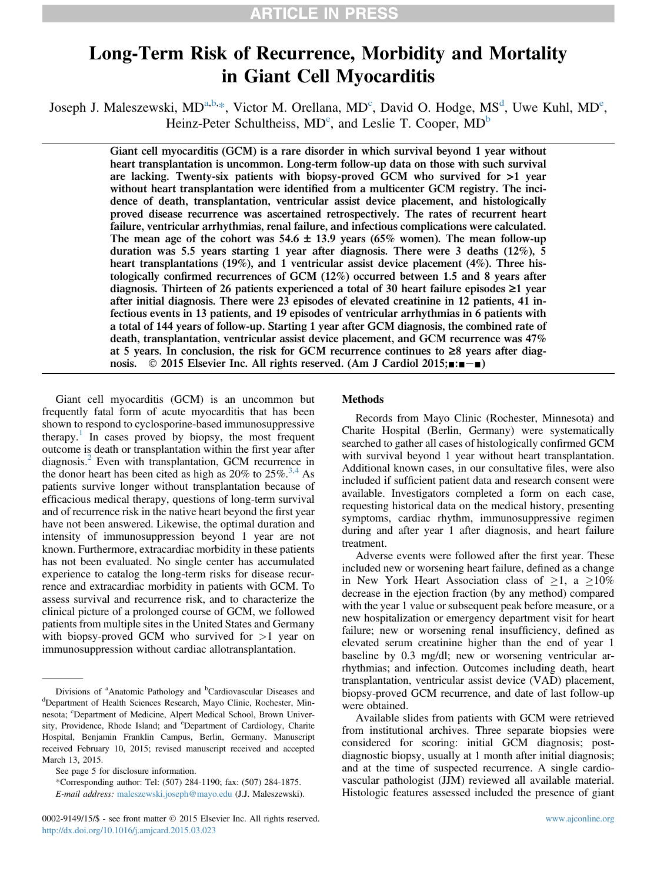# Long-Term Risk of Recurrence, Morbidity and Mortality in Giant Cell Myocarditis

Joseph J. Maleszewski, MD[a,b,*], Victor M. Orellana, MD[c], David O. Hodge, MS[d], Uwe Kuhl, MD[e], Heinz-Peter Schultheiss, MD[e], and Leslie T. Cooper, MD[b]

**Giant cell myocarditis (GCM) is a rare disorder in which survival beyond 1 year without heart transplantation is uncommon. Long-term follow-up data on those with such survival are lacking. Twenty-six patients with biopsy-proved GCM who survived for >1 year without heart transplantation were identified from a multicenter GCM registry. The incidence of death, transplantation, ventricular assist device placement, and histologically proved disease recurrence was ascertained retrospectively. The rates of recurrent heart failure, ventricular arrhythmias, renal failure, and infectious complications were calculated. The mean age of the cohort was 54.6 ± 13.9 years (65% women). The mean follow-up duration was 5.5 years starting 1 year after diagnosis. There were 3 deaths (12%), 5 heart transplantations (19%), and 1 ventricular assist device placement (4%). Three histologically confirmed recurrences of GCM (12%) occurred between 1.5 and 8 years after diagnosis. Thirteen of 26 patients experienced a total of 30 heart failure episodes ≥1 year after initial diagnosis. There were 23 episodes of elevated creatinine in 12 patients, 41 infectious events in 13 patients, and 19 episodes of ventricular arrhythmias in 6 patients with a total of 144 years of follow-up. Starting 1 year after GCM diagnosis, the combined rate of death, transplantation, ventricular assist device placement, and GCM recurrence was 47% at 5 years. In conclusion, the risk for GCM recurrence continues to ≥8 years after diagnosis. © 2015 Elsevier Inc. All rights reserved. (Am J Cardiol 2015;■:■−■)**

Giant cell myocarditis (GCM) is an uncommon but frequently fatal form of acute myocarditis that has been shown to respond to cyclosporine-based immunosuppressive therapy.[1] In cases proved by biopsy, the most frequent outcome is death or transplantation within the first year after diagnosis.[2] Even with transplantation, GCM recurrence in the donor heart has been cited as high as 20% to 25%.[3,4] As patients survive longer without transplantation because of efficacious medical therapy, questions of long-term survival and of recurrence risk in the native heart beyond the first year have not been answered. Likewise, the optimal duration and intensity of immunosuppression beyond 1 year are not known. Furthermore, extracardiac morbidity in these patients has not been evaluated. No single center has accumulated experience to catalog the long-term risks for disease recurrence and extracardiac morbidity in patients with GCM. To assess survival and recurrence risk, and to characterize the clinical picture of a prolonged course of GCM, we followed patients from multiple sites in the United States and Germany with biopsy-proved GCM who survived for >1 year on immunosuppression without cardiac allotransplantation.

## Methods

Records from Mayo Clinic (Rochester, Minnesota) and Charite Hospital (Berlin, Germany) were systematically searched to gather all cases of histologically confirmed GCM with survival beyond 1 year without heart transplantation. Additional known cases, in our consultative files, were also included if sufficient patient data and research consent were available. Investigators completed a form on each case, requesting historical data on the medical history, presenting symptoms, cardiac rhythm, immunosuppressive regimen during and after year 1 after diagnosis, and heart failure treatment.

Adverse events were followed after the first year. These included new or worsening heart failure, defined as a change in New York Heart Association class of ≥1, a ≥10% decrease in the ejection fraction (by any method) compared with the year 1 value or subsequent peak before measure, or a new hospitalization or emergency department visit for heart failure; new or worsening renal insufficiency, defined as elevated serum creatinine higher than the end of year 1 baseline by 0.3 mg/dl; new or worsening ventricular arrhythmias; and infection. Outcomes including death, heart transplantation, ventricular assist device (VAD) placement, biopsy-proved GCM recurrence, and date of last follow-up were obtained.

Available slides from patients with GCM were retrieved from institutional archives. Three separate biopsies were considered for scoring: initial GCM diagnosis; post-diagnostic biopsy, usually at 1 month after initial diagnosis; and at the time of suspected recurrence. A single cardiovascular pathologist (JJM) reviewed all available material. Histologic features assessed included the presence of giant

---

Divisions of [a]Anatomic Pathology and [b]Cardiovascular Diseases and [d]Department of Health Sciences Research, Mayo Clinic, Rochester, Minnesota; [c]Department of Medicine, Alpert Medical School, Brown University, Providence, Rhode Island; and [e]Department of Cardiology, Charite Hospital, Benjamin Franklin Campus, Berlin, Germany. Manuscript received February 10, 2015; revised manuscript received and accepted March 13, 2015.

See page 5 for disclosure information.

*Corresponding author: Tel: (507) 284-1190; fax: (507) 284-1875.

*E-mail address:* maleszewski.joseph@mayo.edu (J.J. Maleszewski).

0002-9149/15/$ - see front matter © 2015 Elsevier Inc. All rights reserved.
http://dx.doi.org/10.1016/j.amjcard.2015.03.023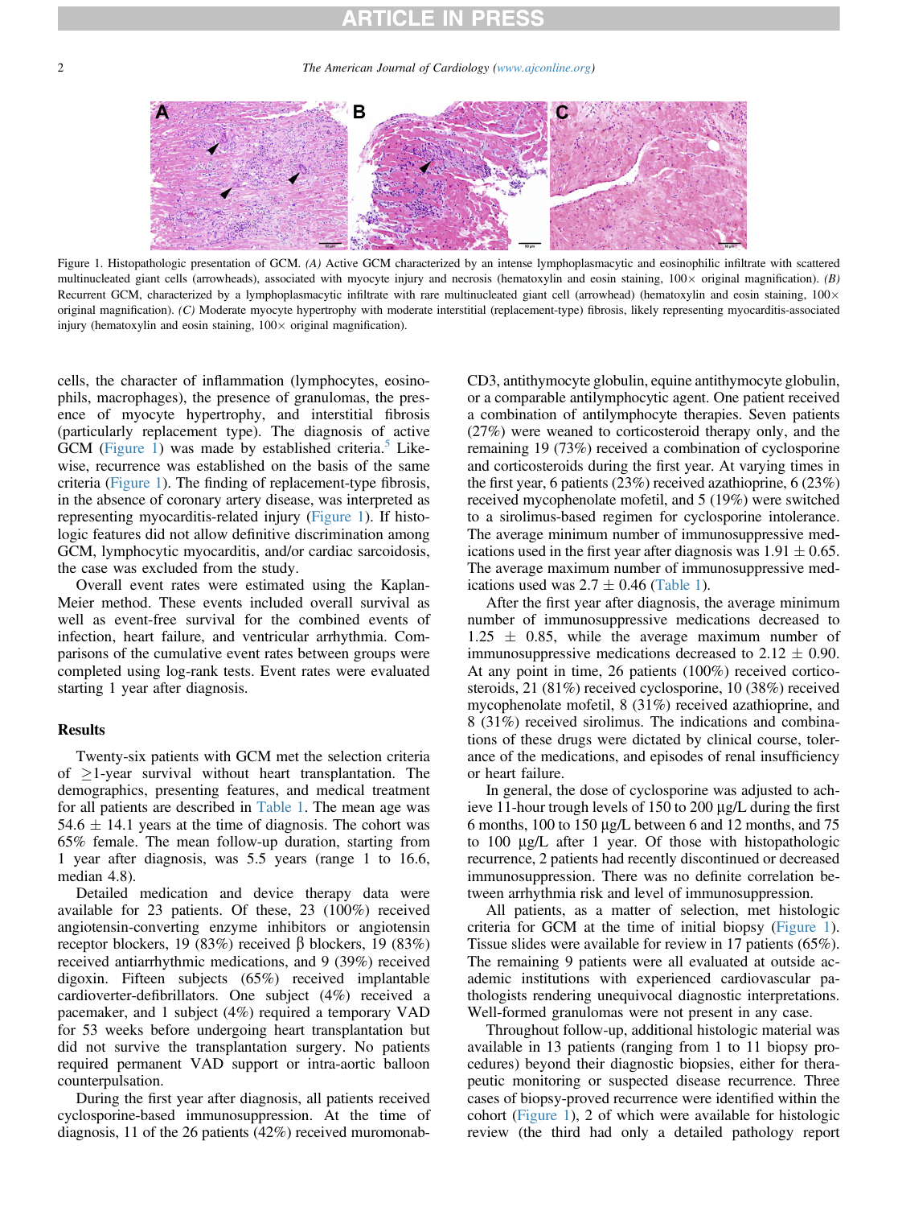Figure 1. Histopathologic presentation of GCM. *(A)* Active GCM characterized by an intense lymphoplasmacytic and eosinophilic infiltrate with scattered multinucleated giant cells (arrowheads), associated with myocyte injury and necrosis (hematoxylin and eosin staining, 100× original magnification). *(B)* Recurrent GCM, characterized by a lymphoplasmacytic infiltrate with rare multinucleated giant cell (arrowhead) (hematoxylin and eosin staining, 100× original magnification). *(C)* Moderate myocyte hypertrophy with moderate interstitial (replacement-type) fibrosis, likely representing myocarditis-associated injury (hematoxylin and eosin staining, 100× original magnification).

cells, the character of inflammation (lymphocytes, eosinophils, macrophages), the presence of granulomas, the presence of myocyte hypertrophy, and interstitial fibrosis (particularly replacement type). The diagnosis of active GCM (Figure 1) was made by established criteria.[5] Likewise, recurrence was established on the basis of the same criteria (Figure 1). The finding of replacement-type fibrosis, in the absence of coronary artery disease, was interpreted as representing myocarditis-related injury (Figure 1). If histologic features did not allow definitive discrimination among GCM, lymphocytic myocarditis, and/or cardiac sarcoidosis, the case was excluded from the study.

Overall event rates were estimated using the Kaplan-Meier method. These events included overall survival as well as event-free survival for the combined events of infection, heart failure, and ventricular arrhythmia. Comparisons of the cumulative event rates between groups were completed using log-rank tests. Event rates were evaluated starting 1 year after diagnosis.

## Results

Twenty-six patients with GCM met the selection criteria of ≥1-year survival without heart transplantation. The demographics, presenting features, and medical treatment for all patients are described in Table 1. The mean age was 54.6 ± 14.1 years at the time of diagnosis. The cohort was 65% female. The mean follow-up duration, starting from 1 year after diagnosis, was 5.5 years (range 1 to 16.6, median 4.8).

Detailed medication and device therapy data were available for 23 patients. Of these, 23 (100%) received angiotensin-converting enzyme inhibitors or angiotensin receptor blockers, 19 (83%) received β blockers, 19 (83%) received antiarrhythmic medications, and 9 (39%) received digoxin. Fifteen subjects (65%) received implantable cardioverter-defibrillators. One subject (4%) received a pacemaker, and 1 subject (4%) required a temporary VAD for 53 weeks before undergoing heart transplantation but did not survive the transplantation surgery. No patients required permanent VAD support or intra-aortic balloon counterpulsation.

During the first year after diagnosis, all patients received cyclosporine-based immunosuppression. At the time of diagnosis, 11 of the 26 patients (42%) received muromonab-CD3, antithymocyte globulin, equine antithymocyte globulin, or a comparable antilymphocytic agent. One patient received a combination of antilymphocyte therapies. Seven patients (27%) were weaned to corticosteroid therapy only, and the remaining 19 (73%) received a combination of cyclosporine and corticosteroids during the first year. At varying times in the first year, 6 patients (23%) received azathioprine, 6 (23%) received mycophenolate mofetil, and 5 (19%) were switched to a sirolimus-based regimen for cyclosporine intolerance. The average minimum number of immunosuppressive medications used in the first year after diagnosis was 1.91 ± 0.65. The average maximum number of immunosuppressive medications used was 2.7 ± 0.46 (Table 1).

After the first year after diagnosis, the average minimum number of immunosuppressive medications decreased to 1.25 ± 0.85, while the average maximum number of immunosuppressive medications decreased to 2.12 ± 0.90. At any point in time, 26 patients (100%) received corticosteroids, 21 (81%) received cyclosporine, 10 (38%) received mycophenolate mofetil, 8 (31%) received azathioprine, and 8 (31%) received sirolimus. The indications and combinations of these drugs were dictated by clinical course, tolerance of the medications, and episodes of renal insufficiency or heart failure.

In general, the dose of cyclosporine was adjusted to achieve 11-hour trough levels of 150 to 200 µg/L during the first 6 months, 100 to 150 µg/L between 6 and 12 months, and 75 to 100 µg/L after 1 year. Of those with histopathologic recurrence, 2 patients had recently discontinued or decreased immunosuppression. There was no definite correlation between arrhythmia risk and level of immunosuppression.

All patients, as a matter of selection, met histologic criteria for GCM at the time of initial biopsy (Figure 1). Tissue slides were available for review in 17 patients (65%). The remaining 9 patients were all evaluated at outside academic institutions with experienced cardiovascular pathologists rendering unequivocal diagnostic interpretations. Well-formed granulomas were not present in any case.

Throughout follow-up, additional histologic material was available in 13 patients (ranging from 1 to 11 biopsy procedures) beyond their diagnostic biopsies, either for therapeutic monitoring or suspected disease recurrence. Three cases of biopsy-proved recurrence were identified within the cohort (Figure 1), 2 of which were available for histologic review (the third had only a detailed pathology report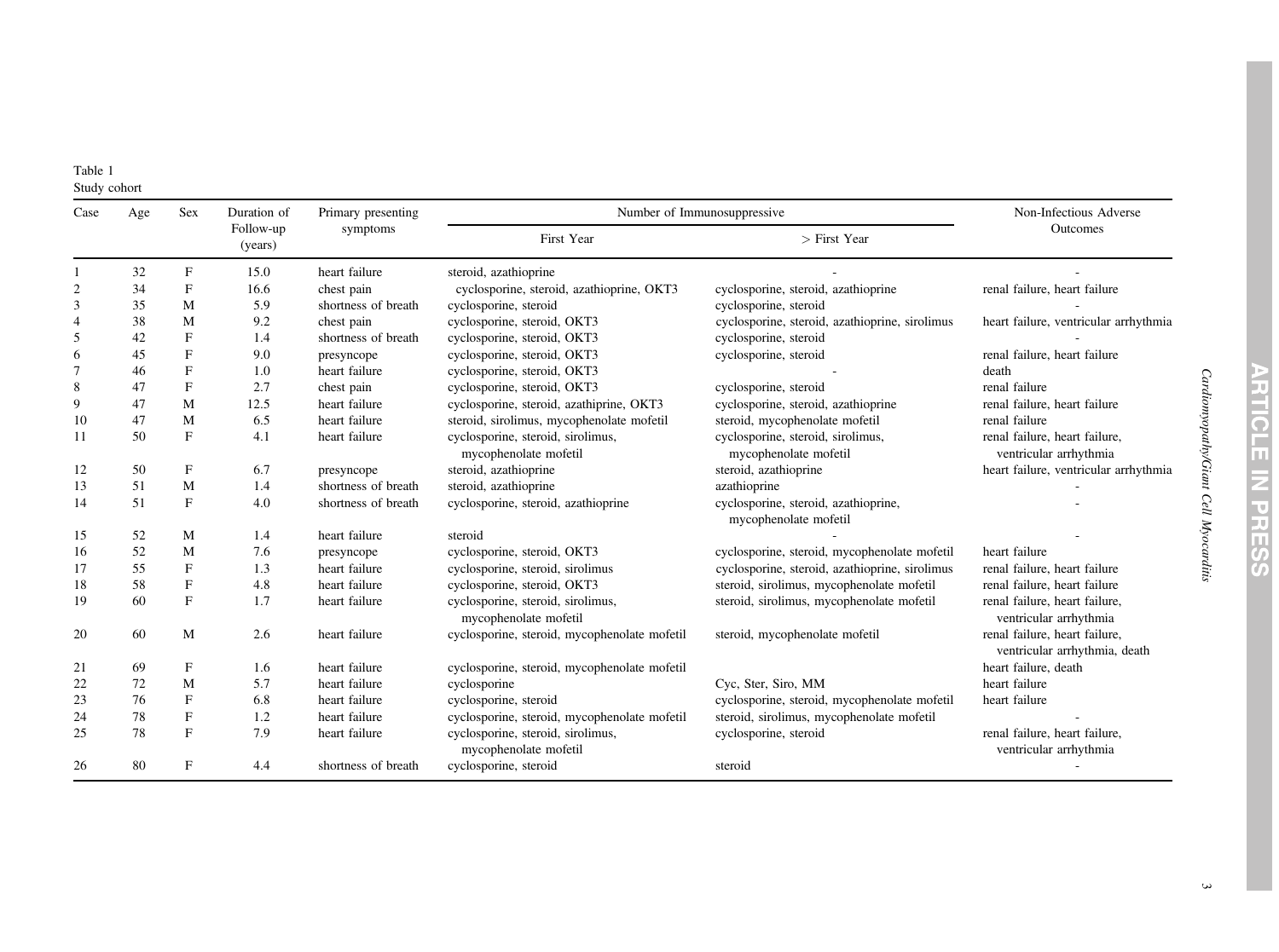Table 1
Study cohort

| Case | Age | Sex | Duration of Follow-up (years) | Primary presenting symptoms | Number of Immunosuppressive | | Non-Infectious Adverse Outcomes |
|---|---|---|---|---|---|---|---|
| | | | | | First Year | > First Year | |
| 1 | 32 | F | 15.0 | heart failure | steroid, azathioprine | - | - |
| 2 | 34 | F | 16.6 | chest pain | cyclosporine, steroid, azathioprine, OKT3 | cyclosporine, steroid, azathioprine | renal failure, heart failure |
| 3 | 35 | M | 5.9 | shortness of breath | cyclosporine, steroid | cyclosporine, steroid | - |
| 4 | 38 | M | 9.2 | chest pain | cyclosporine, steroid, OKT3 | cyclosporine, steroid, azathioprine, sirolimus | heart failure, ventricular arrhythmia |
| 5 | 42 | F | 1.4 | shortness of breath | cyclosporine, steroid, OKT3 | cyclosporine, steroid | - |
| 6 | 45 | F | 9.0 | presyncope | cyclosporine, steroid, OKT3 | cyclosporine, steroid | renal failure, heart failure |
| 7 | 46 | F | 1.0 | heart failure | cyclosporine, steroid, OKT3 | - | death |
| 8 | 47 | F | 2.7 | chest pain | cyclosporine, steroid, OKT3 | cyclosporine, steroid | renal failure |
| 9 | 47 | M | 12.5 | heart failure | cyclosporine, steroid, azathiprine, OKT3 | cyclosporine, steroid, azathioprine | renal failure, heart failure |
| 10 | 47 | M | 6.5 | heart failure | steroid, sirolimus, mycophenolate mofetil | steroid, mycophenolate mofetil | renal failure |
| 11 | 50 | F | 4.1 | heart failure | cyclosporine, steroid, sirolimus, mycophenolate mofetil | cyclosporine, steroid, sirolimus, mycophenolate mofetil | renal failure, heart failure, ventricular arrhythmia |
| 12 | 50 | F | 6.7 | presyncope | steroid, azathioprine | steroid, azathioprine | heart failure, ventricular arrhythmia |
| 13 | 51 | M | 1.4 | shortness of breath | steroid, azathioprine | azathioprine | - |
| 14 | 51 | F | 4.0 | shortness of breath | cyclosporine, steroid, azathioprine | cyclosporine, steroid, azathioprine, mycophenolate mofetil | - |
| 15 | 52 | M | 1.4 | heart failure | steroid | - | - |
| 16 | 52 | M | 7.6 | presyncope | cyclosporine, steroid, OKT3 | cyclosporine, steroid, mycophenolate mofetil | heart failure |
| 17 | 55 | F | 1.3 | heart failure | cyclosporine, steroid, sirolimus | cyclosporine, steroid, azathioprine, sirolimus | renal failure, heart failure |
| 18 | 58 | F | 4.8 | heart failure | cyclosporine, steroid, OKT3 | steroid, sirolimus, mycophenolate mofetil | renal failure, heart failure |
| 19 | 60 | F | 1.7 | heart failure | cyclosporine, steroid, sirolimus, mycophenolate mofetil | steroid, sirolimus, mycophenolate mofetil | renal failure, heart failure, ventricular arrhythmia |
| 20 | 60 | M | 2.6 | heart failure | cyclosporine, steroid, mycophenolate mofetil | steroid, mycophenolate mofetil | renal failure, heart failure, ventricular arrhythmia, death |
| 21 | 69 | F | 1.6 | heart failure | cyclosporine, steroid, mycophenolate mofetil | | heart failure, death |
| 22 | 72 | M | 5.7 | heart failure | cyclosporine | Cyc, Ster, Siro, MM | heart failure |
| 23 | 76 | F | 6.8 | heart failure | cyclosporine, steroid | cyclosporine, steroid, mycophenolate mofetil | heart failure |
| 24 | 78 | F | 1.2 | heart failure | cyclosporine, steroid, mycophenolate mofetil | steroid, sirolimus, mycophenolate mofetil | - |
| 25 | 78 | F | 7.9 | heart failure | cyclosporine, steroid, sirolimus, mycophenolate mofetil | cyclosporine, steroid | renal failure, heart failure, ventricular arrhythmia |
| 26 | 80 | F | 4.4 | shortness of breath | cyclosporine, steroid | steroid | - |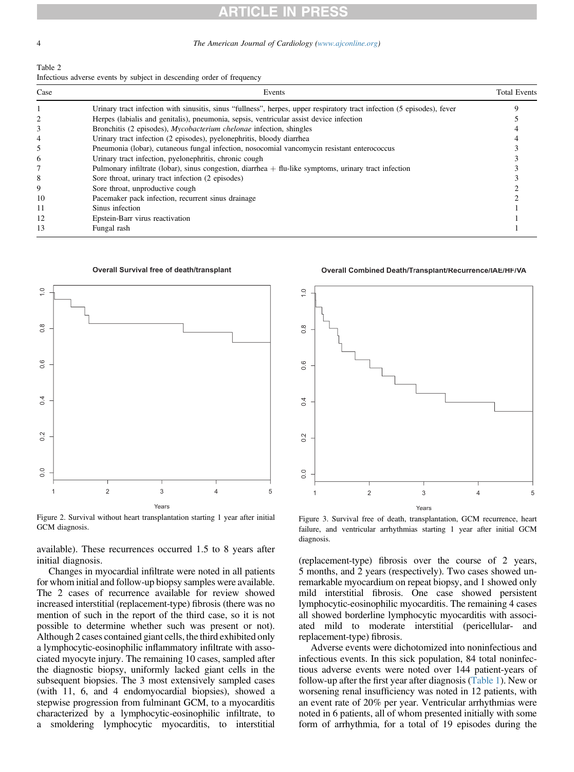Table 2
Infectious adverse events by subject in descending order of frequency

| Case | Events | Total Events |
|---|---|---|
| 1 | Urinary tract infection with sinusitis, sinus "fullness", herpes, upper respiratory tract infection (5 episodes), fever | 9 |
| 2 | Herpes (labialis and genitalis), pneumonia, sepsis, ventricular assist device infection | 5 |
| 3 | Bronchitis (2 episodes), *Mycobacterium chelonae* infection, shingles | 4 |
| 4 | Urinary tract infection (2 episodes), pyelonephritis, bloody diarrhea | 4 |
| 5 | Pneumonia (lobar), cutaneous fungal infection, nosocomial vancomycin resistant enterococcus | 3 |
| 6 | Urinary tract infection, pyelonephritis, chronic cough | 3 |
| 7 | Pulmonary infiltrate (lobar), sinus congestion, diarrhea + flu-like symptoms, urinary tract infection | 3 |
| 8 | Sore throat, urinary tract infection (2 episodes) | 3 |
| 9 | Sore throat, unproductive cough | 2 |
| 10 | Pacemaker pack infection, recurrent sinus drainage | 2 |
| 11 | Sinus infection | 1 |
| 12 | Epstein-Barr virus reactivation | 1 |
| 13 | Fungal rash | 1 |

Figure 2. Survival without heart transplantation starting 1 year after initial GCM diagnosis.

Figure 3. Survival free of death, transplantation, GCM recurrence, heart failure, and ventricular arrhythmias starting 1 year after initial GCM diagnosis.

available). These recurrences occurred 1.5 to 8 years after initial diagnosis.

Changes in myocardial infiltrate were noted in all patients for whom initial and follow-up biopsy samples were available. The 2 cases of recurrence available for review showed increased interstitial (replacement-type) fibrosis (there was no mention of such in the report of the third case, so it is not possible to determine whether such was present or not). Although 2 cases contained giant cells, the third exhibited only a lymphocytic-eosinophilic inflammatory infiltrate with associated myocyte injury. The remaining 10 cases, sampled after the diagnostic biopsy, uniformly lacked giant cells in the subsequent biopsies. The 3 most extensively sampled cases (with 11, 6, and 4 endomyocardial biopsies), showed a stepwise progression from fulminant GCM, to a myocarditis characterized by a lymphocytic-eosinophilic infiltrate, to a smoldering lymphocytic myocarditis, to interstitial (replacement-type) fibrosis over the course of 2 years, 5 months, and 2 years (respectively). Two cases showed unremarkable myocardium on repeat biopsy, and 1 showed only mild interstitial fibrosis. One case showed persistent lymphocytic-eosinophilic myocarditis. The remaining 4 cases all showed borderline lymphocytic myocarditis with associated mild to moderate interstitial (pericellular- and replacement-type) fibrosis.

Adverse events were dichotomized into noninfectious and infectious events. In this sick population, 84 total noninfectious adverse events were noted over 144 patient-years of follow-up after the first year after diagnosis (Table 1). New or worsening renal insufficiency was noted in 12 patients, with an event rate of 20% per year. Ventricular arrhythmias were noted in 6 patients, all of whom presented initially with some form of arrhythmia, for a total of 19 episodes during the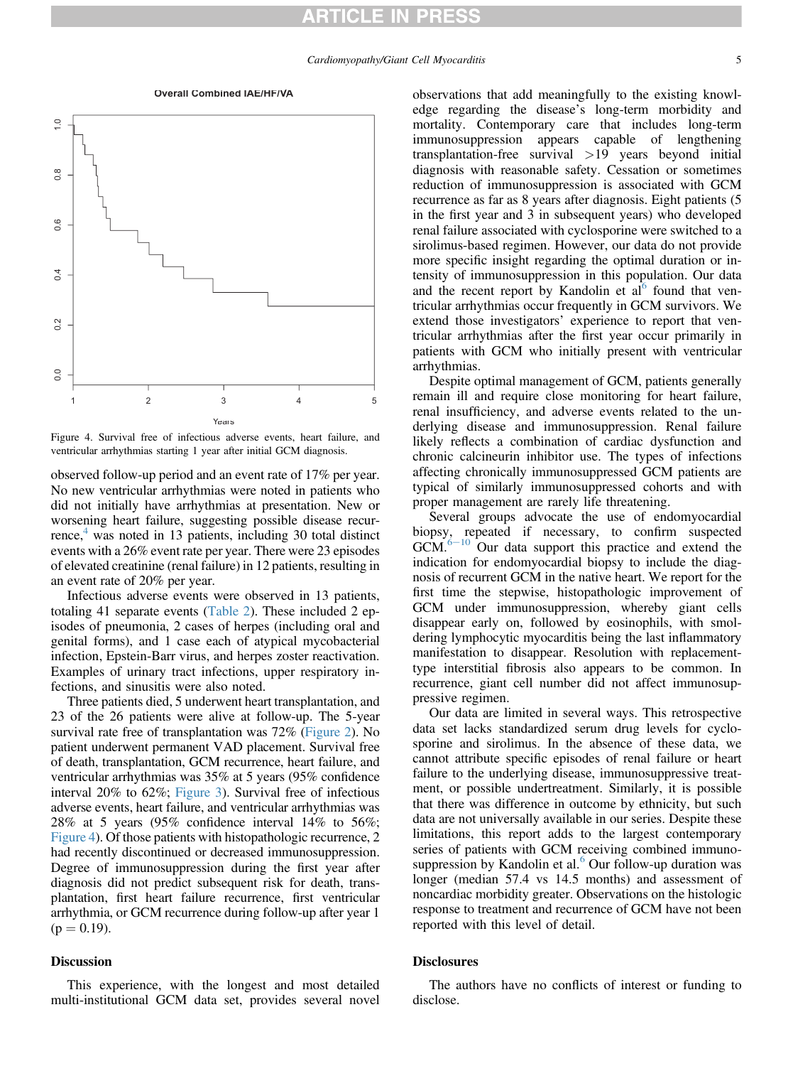Overall Combined IAE/HF/VA

1.0
0.8
0.6
0.4
0.2
0.0

1 2 3 4 5

Years

Figure 4. Survival free of infectious adverse events, heart failure, and ventricular arrhythmias starting 1 year after initial GCM diagnosis.

observed follow-up period and an event rate of 17% per year. No new ventricular arrhythmias were noted in patients who did not initially have arrhythmias at presentation. New or worsening heart failure, suggesting possible disease recurrence,[4] was noted in 13 patients, including 30 total distinct events with a 26% event rate per year. There were 23 episodes of elevated creatinine (renal failure) in 12 patients, resulting in an event rate of 20% per year.

Infectious adverse events were observed in 13 patients, totaling 41 separate events (Table 2). These included 2 episodes of pneumonia, 2 cases of herpes (including oral and genital forms), and 1 case each of atypical mycobacterial infection, Epstein-Barr virus, and herpes zoster reactivation. Examples of urinary tract infections, upper respiratory infections, and sinusitis were also noted.

Three patients died, 5 underwent heart transplantation, and 23 of the 26 patients were alive at follow-up. The 5-year survival rate free of transplantation was 72% (Figure 2). No patient underwent permanent VAD placement. Survival free of death, transplantation, GCM recurrence, heart failure, and ventricular arrhythmias was 35% at 5 years (95% confidence interval 20% to 62%; Figure 3). Survival free of infectious adverse events, heart failure, and ventricular arrhythmias was 28% at 5 years (95% confidence interval 14% to 56%; Figure 4). Of those patients with histopathologic recurrence, 2 had recently discontinued or decreased immunosuppression. Degree of immunosuppression during the first year after diagnosis did not predict subsequent risk for death, transplantation, first heart failure recurrence, first ventricular arrhythmia, or GCM recurrence during follow-up after year 1 ($p = 0.19$).

## Discussion

This experience, with the longest and most detailed multi-institutional GCM data set, provides several novel observations that add meaningfully to the existing knowledge regarding the disease's long-term morbidity and mortality. Contemporary care that includes long-term immunosuppression appears capable of lengthening transplantation-free survival >19 years beyond initial diagnosis with reasonable safety. Cessation or sometimes reduction of immunosuppression is associated with GCM recurrence as far as 8 years after diagnosis. Eight patients (5 in the first year and 3 in subsequent years) who developed renal failure associated with cyclosporine were switched to a sirolimus-based regimen. However, our data do not provide more specific insight regarding the optimal duration or intensity of immunosuppression in this population. Our data and the recent report by Kandolin et al[6] found that ventricular arrhythmias occur frequently in GCM survivors. We extend those investigators' experience to report that ventricular arrhythmias after the first year occur primarily in patients with GCM who initially present with ventricular arrhythmias.

Despite optimal management of GCM, patients generally remain ill and require close monitoring for heart failure, renal insufficiency, and adverse events related to the underlying disease and immunosuppression. Renal failure likely reflects a combination of cardiac dysfunction and chronic calcineurin inhibitor use. The types of infections affecting chronically immunosuppressed GCM patients are typical of similarly immunosuppressed cohorts and with proper management are rarely life threatening.

Several groups advocate the use of endomyocardial biopsy, repeated if necessary, to confirm suspected GCM.[6–10] Our data support this practice and extend the indication for endomyocardial biopsy to include the diagnosis of recurrent GCM in the native heart. We report for the first time the stepwise, histopathologic improvement of GCM under immunosuppression, whereby giant cells disappear early on, followed by eosinophils, with smoldering lymphocytic myocarditis being the last inflammatory manifestation to disappear. Resolution with replacement-type interstitial fibrosis also appears to be common. In recurrence, giant cell number did not affect immunosuppressive regimen.

Our data are limited in several ways. This retrospective data set lacks standardized serum drug levels for cyclosporine and sirolimus. In the absence of these data, we cannot attribute specific episodes of renal failure or heart failure to the underlying disease, immunosuppressive treatment, or possible undertreatment. Similarly, it is possible that there was difference in outcome by ethnicity, but such data are not universally available in our series. Despite these limitations, this report adds to the largest contemporary series of patients with GCM receiving combined immunosuppression by Kandolin et al.[6] Our follow-up duration was longer (median 57.4 vs 14.5 months) and assessment of noncardiac morbidity greater. Observations on the histologic response to treatment and recurrence of GCM have not been reported with this level of detail.

## Disclosures

The authors have no conflicts of interest or funding to disclose.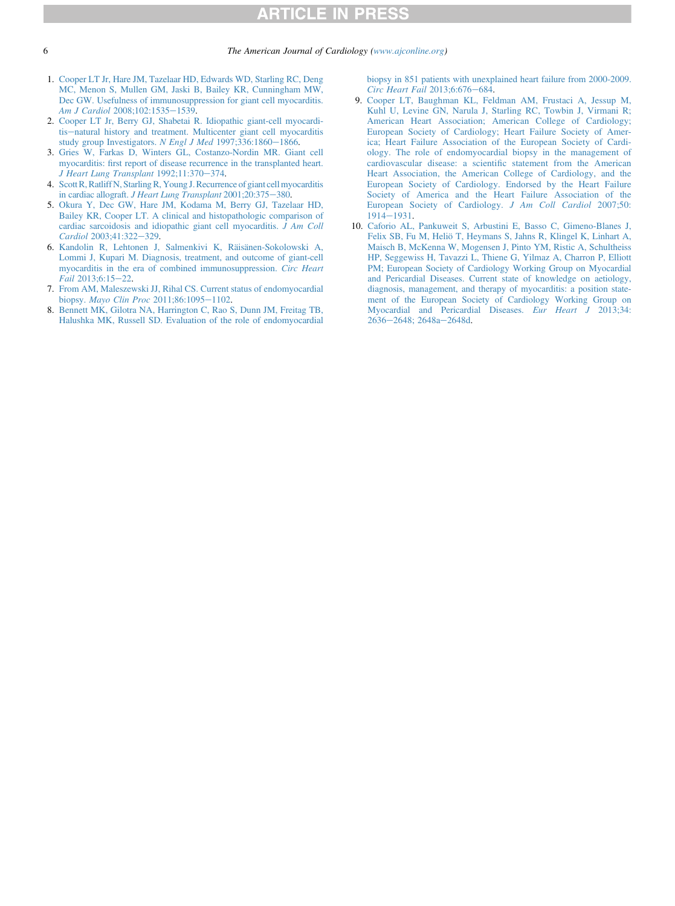1. Cooper LT Jr, Hare JM, Tazelaar HD, Edwards WD, Starling RC, Deng MC, Menon S, Mullen GM, Jaski B, Bailey KR, Cunningham MW, Dec GW. Usefulness of immunosuppression for giant cell myocarditis. *Am J Cardiol* 2008;102:1535–1539.
2. Cooper LT Jr, Berry GJ, Shabetai R. Idiopathic giant-cell myocarditis—natural history and treatment. Multicenter giant cell myocarditis study group Investigators. *N Engl J Med* 1997;336:1860–1866.
3. Gries W, Farkas D, Winters GL, Costanzo-Nordin MR. Giant cell myocarditis: first report of disease recurrence in the transplanted heart. *J Heart Lung Transplant* 1992;11:370–374.
4. Scott R, Ratliff N, Starling R, Young J. Recurrence of giant cell myocarditis in cardiac allograft. *J Heart Lung Transplant* 2001;20:375–380.
5. Okura Y, Dec GW, Hare JM, Kodama M, Berry GJ, Tazelaar HD, Bailey KR, Cooper LT. A clinical and histopathologic comparison of cardiac sarcoidosis and idiopathic giant cell myocarditis. *J Am Coll Cardiol* 2003;41:322–329.
6. Kandolin R, Lehtonen J, Salmenkivi K, Räisänen-Sokolowski A, Lommi J, Kupari M. Diagnosis, treatment, and outcome of giant-cell myocarditis in the era of combined immunosuppression. *Circ Heart Fail* 2013;6:15–22.
7. From AM, Maleszewski JJ, Rihal CS. Current status of endomyocardial biopsy. *Mayo Clin Proc* 2011;86:1095–1102.
8. Bennett MK, Gilotra NA, Harrington C, Rao S, Dunn JM, Freitag TB, Halushka MK, Russell SD. Evaluation of the role of endomyocardial biopsy in 851 patients with unexplained heart failure from 2000-2009. *Circ Heart Fail* 2013;6:676–684.
9. Cooper LT, Baughman KL, Feldman AM, Frustaci A, Jessup M, Kuhl U, Levine GN, Narula J, Starling RC, Towbin J, Virmani R; American Heart Association; American College of Cardiology; European Society of Cardiology; Heart Failure Society of America; Heart Failure Association of the European Society of Cardiology. The role of endomyocardial biopsy in the management of cardiovascular disease: a scientific statement from the American Heart Association, the American College of Cardiology, and the European Society of Cardiology. Endorsed by the Heart Failure Society of America and the Heart Failure Association of the European Society of Cardiology. *J Am Coll Cardiol* 2007;50:1914–1931.
10. Caforio AL, Pankuweit S, Arbustini E, Basso C, Gimeno-Blanes J, Felix SB, Fu M, Heliö T, Heymans S, Jahns R, Klingel K, Linhart A, Maisch B, McKenna W, Mogensen J, Pinto YM, Ristic A, Schultheiss HP, Seggewiss H, Tavazzi L, Thiene G, Yilmaz A, Charron P, Elliott PM; European Society of Cardiology Working Group on Myocardial and Pericardial Diseases. Current state of knowledge on aetiology, diagnosis, management, and therapy of myocarditis: a position statement of the European Society of Cardiology Working Group on Myocardial and Pericardial Diseases. *Eur Heart J* 2013;34:2636–2648; 2648a–2648d.